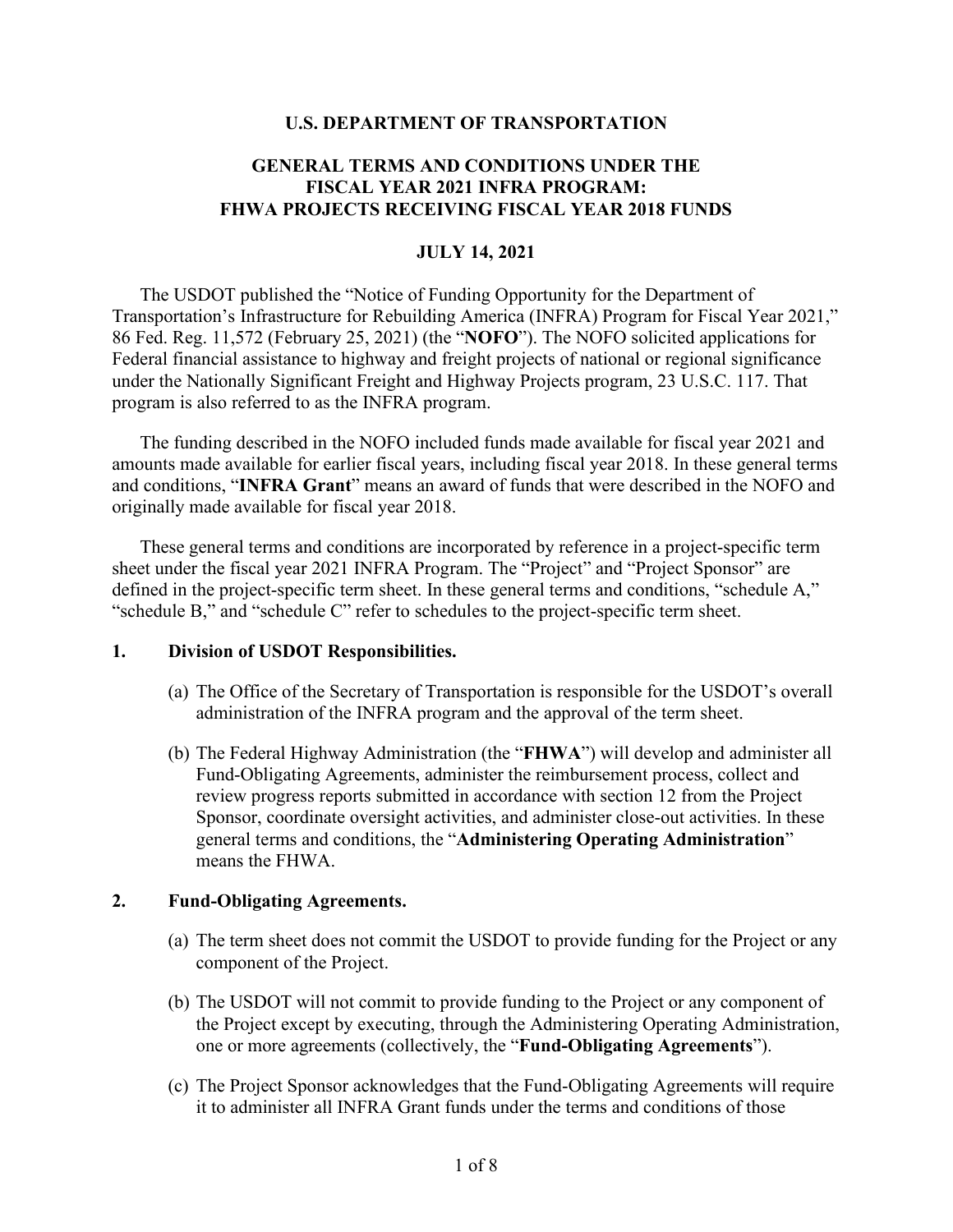**U.S. DEPARTMENT OF TRANSPORTATION**

**GENERAL TERMS AND CONDITIONS UNDER THE FISCAL YEAR 2021 INFRA PROGRAM: FHWA PROJECTS RECEIVING FISCAL YEAR 2018 FUNDS**

**JULY 14, 2021**

The USDOT published the "Notice of Funding Opportunity for the Department of Transportation's Infrastructure for Rebuilding America (INFRA) Program for Fiscal Year 2021," 86 Fed. Reg. 11,572 (February 25, 2021) (the "**NOFO**"). The NOFO solicited applications for Federal financial assistance to highway and freight projects of national or regional significance under the Nationally Significant Freight and Highway Projects program, 23 U.S.C. 117. That program is also referred to as the INFRA program.

The funding described in the NOFO included funds made available for fiscal year 2021 and amounts made available for earlier fiscal years, including fiscal year 2018. In these general terms and conditions, "**INFRA Grant**" means an award of funds that were described in the NOFO and originally made available for fiscal year 2018.

These general terms and conditions are incorporated by reference in a project-specific term sheet under the fiscal year 2021 INFRA Program. The "Project" and "Project Sponsor" are defined in the project-specific term sheet. In these general terms and conditions, "schedule A," "schedule B," and "schedule C" refer to schedules to the project-specific term sheet.

**1. Division of USDOT Responsibilities.**

(a) The Office of the Secretary of Transportation is responsible for the USDOT's overall administration of the INFRA program and the approval of the term sheet.

(b) The Federal Highway Administration (the "**FHWA**") will develop and administer all Fund-Obligating Agreements, administer the reimbursement process, collect and review progress reports submitted in accordance with section 12 from the Project Sponsor, coordinate oversight activities, and administer close-out activities. In these general terms and conditions, the "**Administering Operating Administration**" means the FHWA.

**2. Fund-Obligating Agreements.**

(a) The term sheet does not commit the USDOT to provide funding for the Project or any component of the Project.

(b) The USDOT will not commit to provide funding to the Project or any component of the Project except by executing, through the Administering Operating Administration, one or more agreements (collectively, the "**Fund-Obligating Agreements**").

(c) The Project Sponsor acknowledges that the Fund-Obligating Agreements will require it to administer all INFRA Grant funds under the terms and conditions of those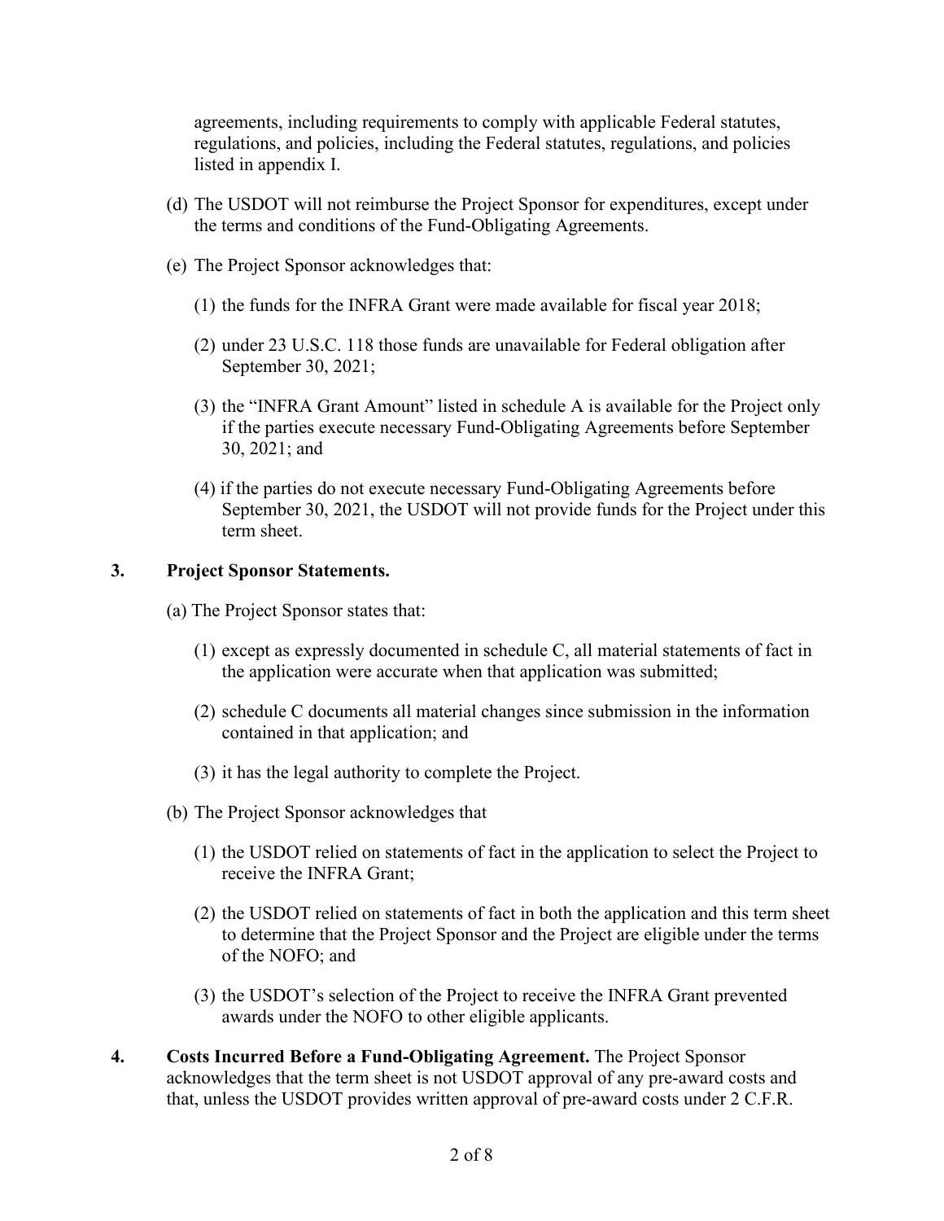agreements, including requirements to comply with applicable Federal statutes, regulations, and policies, including the Federal statutes, regulations, and policies listed in appendix I.

(d) The USDOT will not reimburse the Project Sponsor for expenditures, except under the terms and conditions of the Fund-Obligating Agreements.

(e) The Project Sponsor acknowledges that:

(1) the funds for the INFRA Grant were made available for fiscal year 2018;

(2) under 23 U.S.C. 118 those funds are unavailable for Federal obligation after September 30, 2021;

(3) the "INFRA Grant Amount" listed in schedule A is available for the Project only if the parties execute necessary Fund-Obligating Agreements before September 30, 2021; and

(4) if the parties do not execute necessary Fund-Obligating Agreements before September 30, 2021, the USDOT will not provide funds for the Project under this term sheet.

**3. Project Sponsor Statements.**

(a) The Project Sponsor states that:

(1) except as expressly documented in schedule C, all material statements of fact in the application were accurate when that application was submitted;

(2) schedule C documents all material changes since submission in the information contained in that application; and

(3) it has the legal authority to complete the Project.

(b) The Project Sponsor acknowledges that

(1) the USDOT relied on statements of fact in the application to select the Project to receive the INFRA Grant;

(2) the USDOT relied on statements of fact in both the application and this term sheet to determine that the Project Sponsor and the Project are eligible under the terms of the NOFO; and

(3) the USDOT's selection of the Project to receive the INFRA Grant prevented awards under the NOFO to other eligible applicants.

**4. Costs Incurred Before a Fund-Obligating Agreement.** The Project Sponsor acknowledges that the term sheet is not USDOT approval of any pre-award costs and that, unless the USDOT provides written approval of pre-award costs under 2 C.F.R.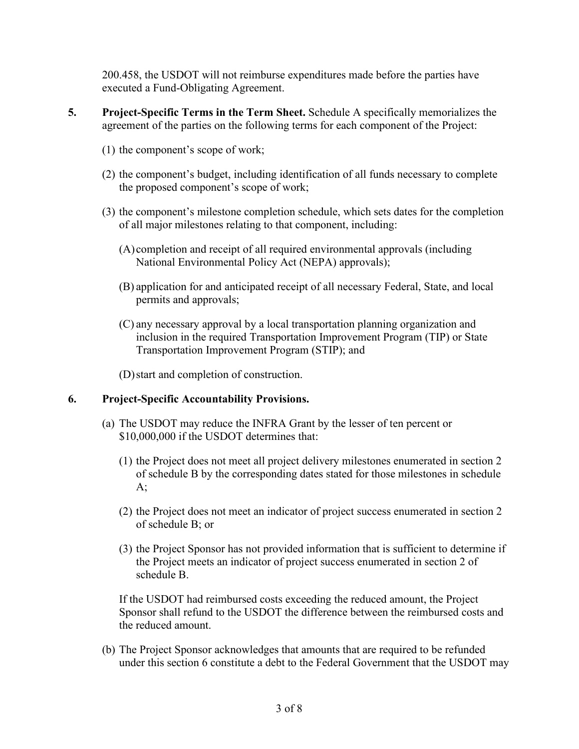200.458, the USDOT will not reimburse expenditures made before the parties have executed a Fund-Obligating Agreement.

5. **Project-Specific Terms in the Term Sheet.** Schedule A specifically memorializes the agreement of the parties on the following terms for each component of the Project:

   (1) the component's scope of work;

   (2) the component's budget, including identification of all funds necessary to complete the proposed component's scope of work;

   (3) the component's milestone completion schedule, which sets dates for the completion of all major milestones relating to that component, including:

      (A) completion and receipt of all required environmental approvals (including National Environmental Policy Act (NEPA) approvals);

      (B) application for and anticipated receipt of all necessary Federal, State, and local permits and approvals;

      (C) any necessary approval by a local transportation planning organization and inclusion in the required Transportation Improvement Program (TIP) or State Transportation Improvement Program (STIP); and

      (D) start and completion of construction.

6. **Project-Specific Accountability Provisions.**

   (a) The USDOT may reduce the INFRA Grant by the lesser of ten percent or \$10,000,000 if the USDOT determines that:

      (1) the Project does not meet all project delivery milestones enumerated in section 2 of schedule B by the corresponding dates stated for those milestones in schedule A;

      (2) the Project does not meet an indicator of project success enumerated in section 2 of schedule B; or

      (3) the Project Sponsor has not provided information that is sufficient to determine if the Project meets an indicator of project success enumerated in section 2 of schedule B.

   If the USDOT had reimbursed costs exceeding the reduced amount, the Project Sponsor shall refund to the USDOT the difference between the reimbursed costs and the reduced amount.

   (b) The Project Sponsor acknowledges that amounts that are required to be refunded under this section 6 constitute a debt to the Federal Government that the USDOT may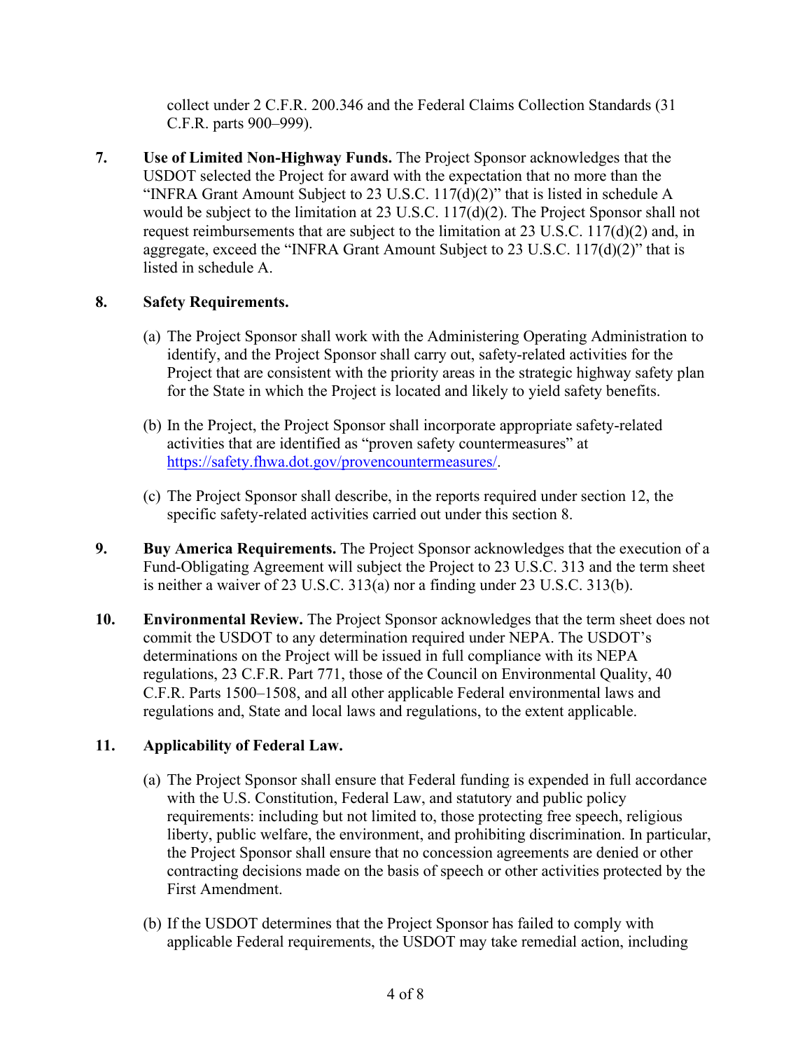collect under 2 C.F.R. 200.346 and the Federal Claims Collection Standards (31 C.F.R. parts 900–999).

**7. Use of Limited Non-Highway Funds.** The Project Sponsor acknowledges that the USDOT selected the Project for award with the expectation that no more than the "INFRA Grant Amount Subject to 23 U.S.C. 117(d)(2)" that is listed in schedule A would be subject to the limitation at 23 U.S.C. 117(d)(2). The Project Sponsor shall not request reimbursements that are subject to the limitation at 23 U.S.C. 117(d)(2) and, in aggregate, exceed the "INFRA Grant Amount Subject to 23 U.S.C. 117(d)(2)" that is listed in schedule A.

**8. Safety Requirements.**

(a) The Project Sponsor shall work with the Administering Operating Administration to identify, and the Project Sponsor shall carry out, safety-related activities for the Project that are consistent with the priority areas in the strategic highway safety plan for the State in which the Project is located and likely to yield safety benefits.

(b) In the Project, the Project Sponsor shall incorporate appropriate safety-related activities that are identified as "proven safety countermeasures" at https://safety.fhwa.dot.gov/provencountermeasures/.

(c) The Project Sponsor shall describe, in the reports required under section 12, the specific safety-related activities carried out under this section 8.

**9. Buy America Requirements.** The Project Sponsor acknowledges that the execution of a Fund-Obligating Agreement will subject the Project to 23 U.S.C. 313 and the term sheet is neither a waiver of 23 U.S.C. 313(a) nor a finding under 23 U.S.C. 313(b).

**10. Environmental Review.** The Project Sponsor acknowledges that the term sheet does not commit the USDOT to any determination required under NEPA. The USDOT's determinations on the Project will be issued in full compliance with its NEPA regulations, 23 C.F.R. Part 771, those of the Council on Environmental Quality, 40 C.F.R. Parts 1500–1508, and all other applicable Federal environmental laws and regulations and, State and local laws and regulations, to the extent applicable.

**11. Applicability of Federal Law.**

(a) The Project Sponsor shall ensure that Federal funding is expended in full accordance with the U.S. Constitution, Federal Law, and statutory and public policy requirements: including but not limited to, those protecting free speech, religious liberty, public welfare, the environment, and prohibiting discrimination. In particular, the Project Sponsor shall ensure that no concession agreements are denied or other contracting decisions made on the basis of speech or other activities protected by the First Amendment.

(b) If the USDOT determines that the Project Sponsor has failed to comply with applicable Federal requirements, the USDOT may take remedial action, including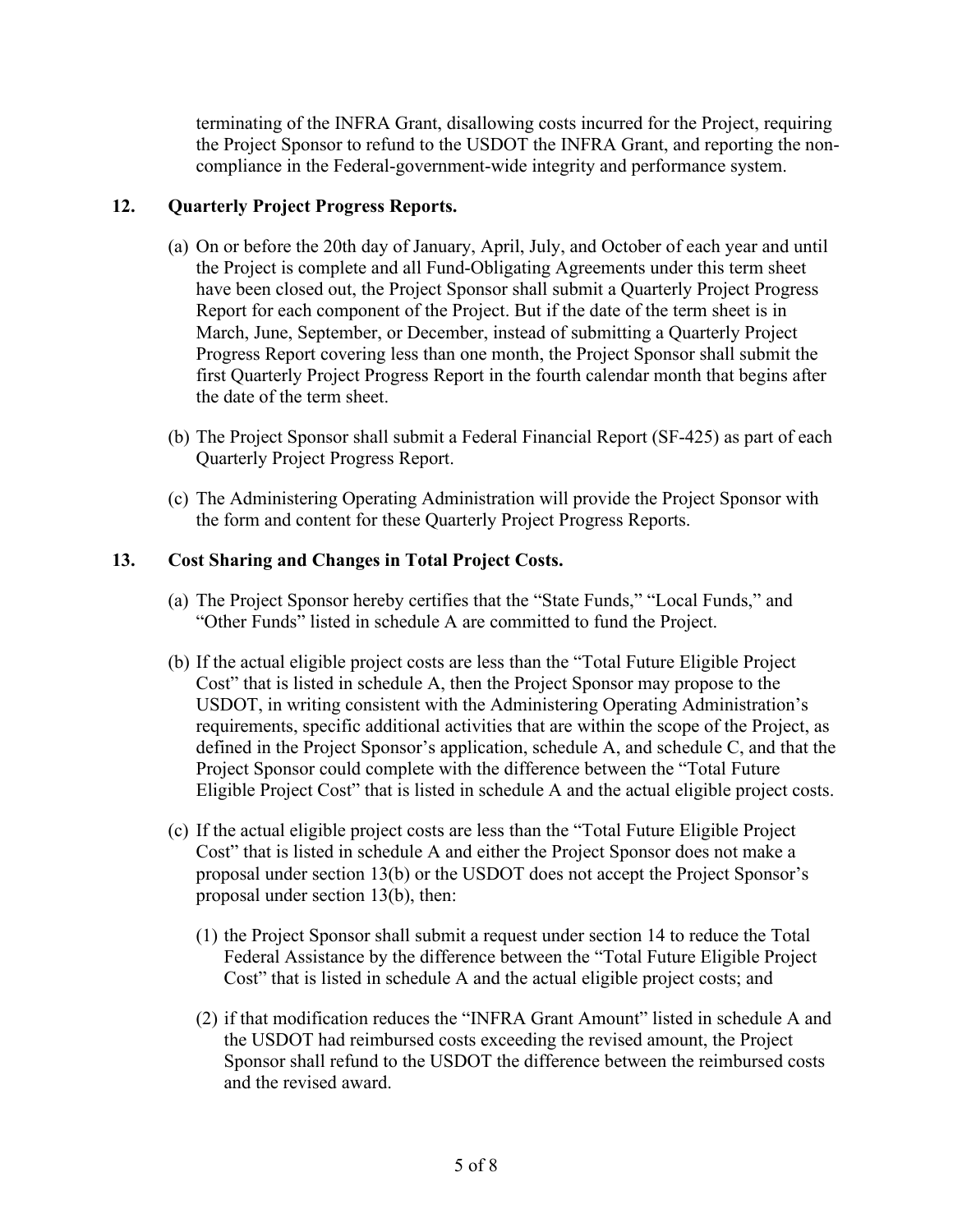terminating of the INFRA Grant, disallowing costs incurred for the Project, requiring the Project Sponsor to refund to the USDOT the INFRA Grant, and reporting the non-compliance in the Federal-government-wide integrity and performance system.

## 12. Quarterly Project Progress Reports.

(a) On or before the 20th day of January, April, July, and October of each year and until the Project is complete and all Fund-Obligating Agreements under this term sheet have been closed out, the Project Sponsor shall submit a Quarterly Project Progress Report for each component of the Project. But if the date of the term sheet is in March, June, September, or December, instead of submitting a Quarterly Project Progress Report covering less than one month, the Project Sponsor shall submit the first Quarterly Project Progress Report in the fourth calendar month that begins after the date of the term sheet.

(b) The Project Sponsor shall submit a Federal Financial Report (SF-425) as part of each Quarterly Project Progress Report.

(c) The Administering Operating Administration will provide the Project Sponsor with the form and content for these Quarterly Project Progress Reports.

## 13. Cost Sharing and Changes in Total Project Costs.

(a) The Project Sponsor hereby certifies that the "State Funds," "Local Funds," and "Other Funds" listed in schedule A are committed to fund the Project.

(b) If the actual eligible project costs are less than the "Total Future Eligible Project Cost" that is listed in schedule A, then the Project Sponsor may propose to the USDOT, in writing consistent with the Administering Operating Administration's requirements, specific additional activities that are within the scope of the Project, as defined in the Project Sponsor's application, schedule A, and schedule C, and that the Project Sponsor could complete with the difference between the "Total Future Eligible Project Cost" that is listed in schedule A and the actual eligible project costs.

(c) If the actual eligible project costs are less than the "Total Future Eligible Project Cost" that is listed in schedule A and either the Project Sponsor does not make a proposal under section 13(b) or the USDOT does not accept the Project Sponsor's proposal under section 13(b), then:

(1) the Project Sponsor shall submit a request under section 14 to reduce the Total Federal Assistance by the difference between the "Total Future Eligible Project Cost" that is listed in schedule A and the actual eligible project costs; and

(2) if that modification reduces the "INFRA Grant Amount" listed in schedule A and the USDOT had reimbursed costs exceeding the revised amount, the Project Sponsor shall refund to the USDOT the difference between the reimbursed costs and the revised award.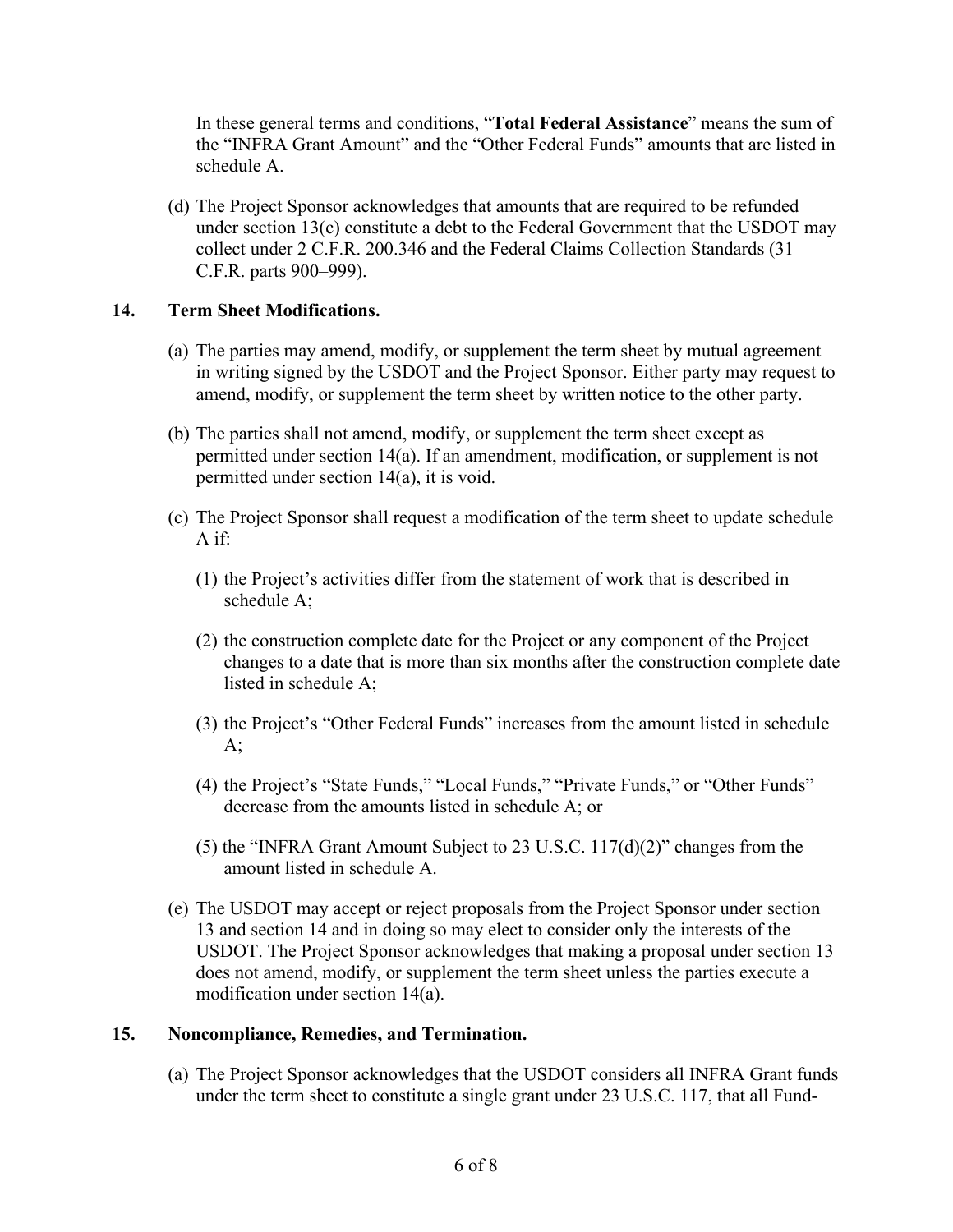In these general terms and conditions, "**Total Federal Assistance**" means the sum of the "INFRA Grant Amount" and the "Other Federal Funds" amounts that are listed in schedule A.

(d) The Project Sponsor acknowledges that amounts that are required to be refunded under section 13(c) constitute a debt to the Federal Government that the USDOT may collect under 2 C.F.R. 200.346 and the Federal Claims Collection Standards (31 C.F.R. parts 900–999).

**14. Term Sheet Modifications.**

(a) The parties may amend, modify, or supplement the term sheet by mutual agreement in writing signed by the USDOT and the Project Sponsor. Either party may request to amend, modify, or supplement the term sheet by written notice to the other party.

(b) The parties shall not amend, modify, or supplement the term sheet except as permitted under section 14(a). If an amendment, modification, or supplement is not permitted under section 14(a), it is void.

(c) The Project Sponsor shall request a modification of the term sheet to update schedule A if:

(1) the Project's activities differ from the statement of work that is described in schedule A;

(2) the construction complete date for the Project or any component of the Project changes to a date that is more than six months after the construction complete date listed in schedule A;

(3) the Project's "Other Federal Funds" increases from the amount listed in schedule A;

(4) the Project's "State Funds," "Local Funds," "Private Funds," or "Other Funds" decrease from the amounts listed in schedule A; or

(5) the "INFRA Grant Amount Subject to 23 U.S.C. 117(d)(2)" changes from the amount listed in schedule A.

(e) The USDOT may accept or reject proposals from the Project Sponsor under section 13 and section 14 and in doing so may elect to consider only the interests of the USDOT. The Project Sponsor acknowledges that making a proposal under section 13 does not amend, modify, or supplement the term sheet unless the parties execute a modification under section 14(a).

**15. Noncompliance, Remedies, and Termination.**

(a) The Project Sponsor acknowledges that the USDOT considers all INFRA Grant funds under the term sheet to constitute a single grant under 23 U.S.C. 117, that all Fund-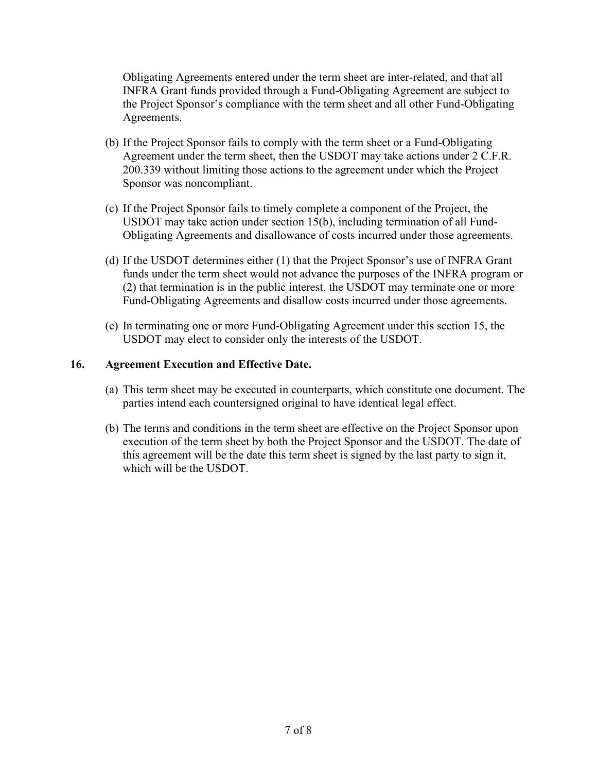Obligating Agreements entered under the term sheet are inter-related, and that all INFRA Grant funds provided through a Fund-Obligating Agreement are subject to the Project Sponsor's compliance with the term sheet and all other Fund-Obligating Agreements.

(b) If the Project Sponsor fails to comply with the term sheet or a Fund-Obligating Agreement under the term sheet, then the USDOT may take actions under 2 C.F.R. 200.339 without limiting those actions to the agreement under which the Project Sponsor was noncompliant.

(c) If the Project Sponsor fails to timely complete a component of the Project, the USDOT may take action under section 15(b), including termination of all Fund-Obligating Agreements and disallowance of costs incurred under those agreements.

(d) If the USDOT determines either (1) that the Project Sponsor's use of INFRA Grant funds under the term sheet would not advance the purposes of the INFRA program or (2) that termination is in the public interest, the USDOT may terminate one or more Fund-Obligating Agreements and disallow costs incurred under those agreements.

(e) In terminating one or more Fund-Obligating Agreement under this section 15, the USDOT may elect to consider only the interests of the USDOT.

## 16. Agreement Execution and Effective Date.

(a) This term sheet may be executed in counterparts, which constitute one document. The parties intend each countersigned original to have identical legal effect.

(b) The terms and conditions in the term sheet are effective on the Project Sponsor upon execution of the term sheet by both the Project Sponsor and the USDOT. The date of this agreement will be the date this term sheet is signed by the last party to sign it, which will be the USDOT.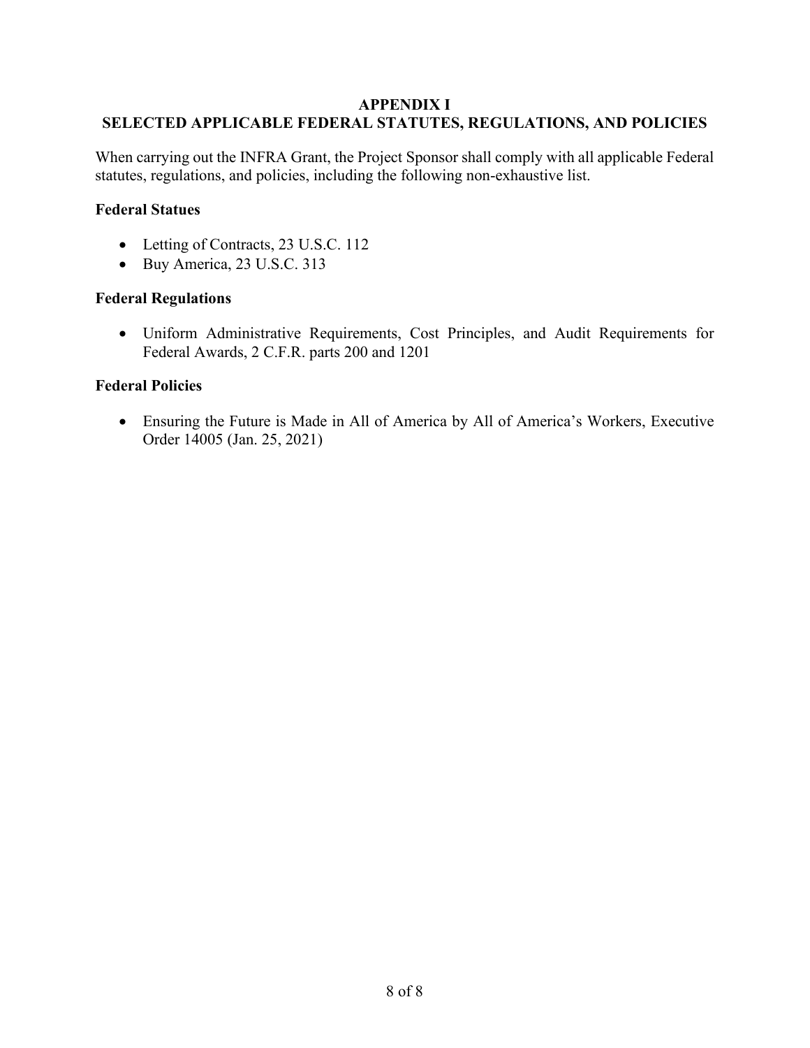# APPENDIX I
# SELECTED APPLICABLE FEDERAL STATUTES, REGULATIONS, AND POLICIES

When carrying out the INFRA Grant, the Project Sponsor shall comply with all applicable Federal statutes, regulations, and policies, including the following non-exhaustive list.

**Federal Statues**

- Letting of Contracts, 23 U.S.C. 112
- Buy America, 23 U.S.C. 313

**Federal Regulations**

- Uniform Administrative Requirements, Cost Principles, and Audit Requirements for Federal Awards, 2 C.F.R. parts 200 and 1201

**Federal Policies**

- Ensuring the Future is Made in All of America by All of America's Workers, Executive Order 14005 (Jan. 25, 2021)